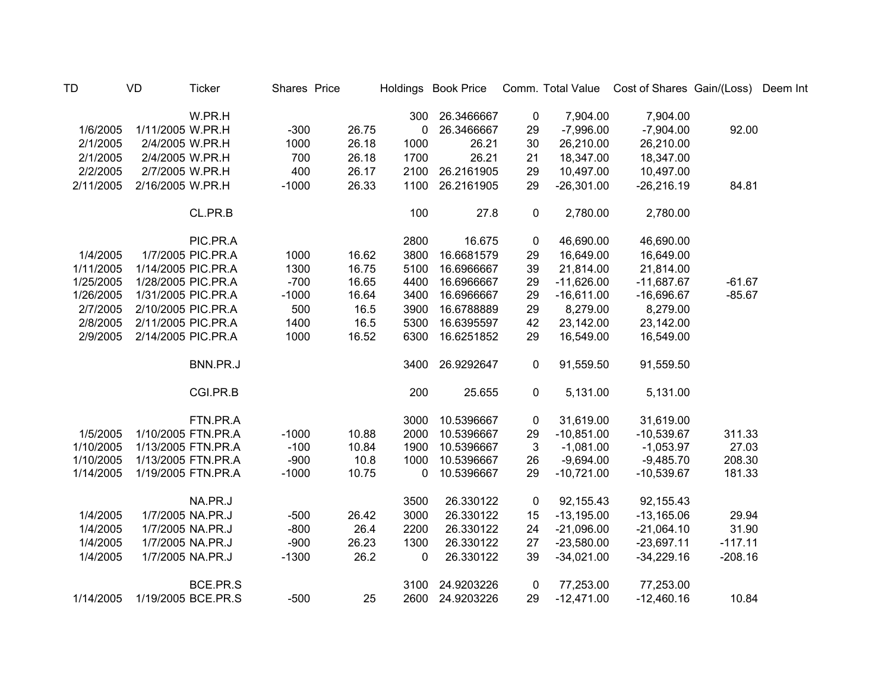| TD | VD | Ticker | Shares | Price | Holdings | Book Price | Comm. | Total Value | Cost of Shares | Gain/(Loss) | Deem Int |
|---|---|---|---|---|---|---|---|---|---|---|---|
| | | W.PR.H | | | 300 | 26.3466667 | 0 | 7,904.00 | 7,904.00 | | |
| 1/6/2005 | 1/11/2005 | W.PR.H | -300 | 26.75 | 0 | 26.3466667 | 29 | -7,996.00 | -7,904.00 | 92.00 | |
| 2/1/2005 | 2/4/2005 | W.PR.H | 1000 | 26.18 | 1000 | 26.21 | 30 | 26,210.00 | 26,210.00 | | |
| 2/1/2005 | 2/4/2005 | W.PR.H | 700 | 26.18 | 1700 | 26.21 | 21 | 18,347.00 | 18,347.00 | | |
| 2/2/2005 | 2/7/2005 | W.PR.H | 400 | 26.17 | 2100 | 26.2161905 | 29 | 10,497.00 | 10,497.00 | | |
| 2/11/2005 | 2/16/2005 | W.PR.H | -1000 | 26.33 | 1100 | 26.2161905 | 29 | -26,301.00 | -26,216.19 | 84.81 | |
| | | | | | | | | | | | |
| | | CL.PR.B | | | 100 | 27.8 | 0 | 2,780.00 | 2,780.00 | | |
| | | | | | | | | | | | |
| | | PIC.PR.A | | | 2800 | 16.675 | 0 | 46,690.00 | 46,690.00 | | |
| 1/4/2005 | 1/7/2005 | PIC.PR.A | 1000 | 16.62 | 3800 | 16.6681579 | 29 | 16,649.00 | 16,649.00 | | |
| 1/11/2005 | 1/14/2005 | PIC.PR.A | 1300 | 16.75 | 5100 | 16.6966667 | 39 | 21,814.00 | 21,814.00 | | |
| 1/25/2005 | 1/28/2005 | PIC.PR.A | -700 | 16.65 | 4400 | 16.6966667 | 29 | -11,626.00 | -11,687.67 | -61.67 | |
| 1/26/2005 | 1/31/2005 | PIC.PR.A | -1000 | 16.64 | 3400 | 16.6966667 | 29 | -16,611.00 | -16,696.67 | -85.67 | |
| 2/7/2005 | 2/10/2005 | PIC.PR.A | 500 | 16.5 | 3900 | 16.6788889 | 29 | 8,279.00 | 8,279.00 | | |
| 2/8/2005 | 2/11/2005 | PIC.PR.A | 1400 | 16.5 | 5300 | 16.6395597 | 42 | 23,142.00 | 23,142.00 | | |
| 2/9/2005 | 2/14/2005 | PIC.PR.A | 1000 | 16.52 | 6300 | 16.6251852 | 29 | 16,549.00 | 16,549.00 | | |
| | | | | | | | | | | | |
| | | BNN.PR.J | | | 3400 | 26.9292647 | 0 | 91,559.50 | 91,559.50 | | |
| | | | | | | | | | | | |
| | | CGI.PR.B | | | 200 | 25.655 | 0 | 5,131.00 | 5,131.00 | | |
| | | | | | | | | | | | |
| | | FTN.PR.A | | | 3000 | 10.5396667 | 0 | 31,619.00 | 31,619.00 | | |
| 1/5/2005 | 1/10/2005 | FTN.PR.A | -1000 | 10.88 | 2000 | 10.5396667 | 29 | -10,851.00 | -10,539.67 | 311.33 | |
| 1/10/2005 | 1/13/2005 | FTN.PR.A | -100 | 10.84 | 1900 | 10.5396667 | 3 | -1,081.00 | -1,053.97 | 27.03 | |
| 1/10/2005 | 1/13/2005 | FTN.PR.A | -900 | 10.8 | 1000 | 10.5396667 | 26 | -9,694.00 | -9,485.70 | 208.30 | |
| 1/14/2005 | 1/19/2005 | FTN.PR.A | -1000 | 10.75 | 0 | 10.5396667 | 29 | -10,721.00 | -10,539.67 | 181.33 | |
| | | | | | | | | | | | |
| | | NA.PR.J | | | 3500 | 26.330122 | 0 | 92,155.43 | 92,155.43 | | |
| 1/4/2005 | 1/7/2005 | NA.PR.J | -500 | 26.42 | 3000 | 26.330122 | 15 | -13,195.00 | -13,165.06 | 29.94 | |
| 1/4/2005 | 1/7/2005 | NA.PR.J | -800 | 26.4 | 2200 | 26.330122 | 24 | -21,096.00 | -21,064.10 | 31.90 | |
| 1/4/2005 | 1/7/2005 | NA.PR.J | -900 | 26.23 | 1300 | 26.330122 | 27 | -23,580.00 | -23,697.11 | -117.11 | |
| 1/4/2005 | 1/7/2005 | NA.PR.J | -1300 | 26.2 | 0 | 26.330122 | 39 | -34,021.00 | -34,229.16 | -208.16 | |
| | | | | | | | | | | | |
| | | BCE.PR.S | | | 3100 | 24.9203226 | 0 | 77,253.00 | 77,253.00 | | |
| 1/14/2005 | 1/19/2005 | BCE.PR.S | -500 | 25 | 2600 | 24.9203226 | 29 | -12,471.00 | -12,460.16 | 10.84 | |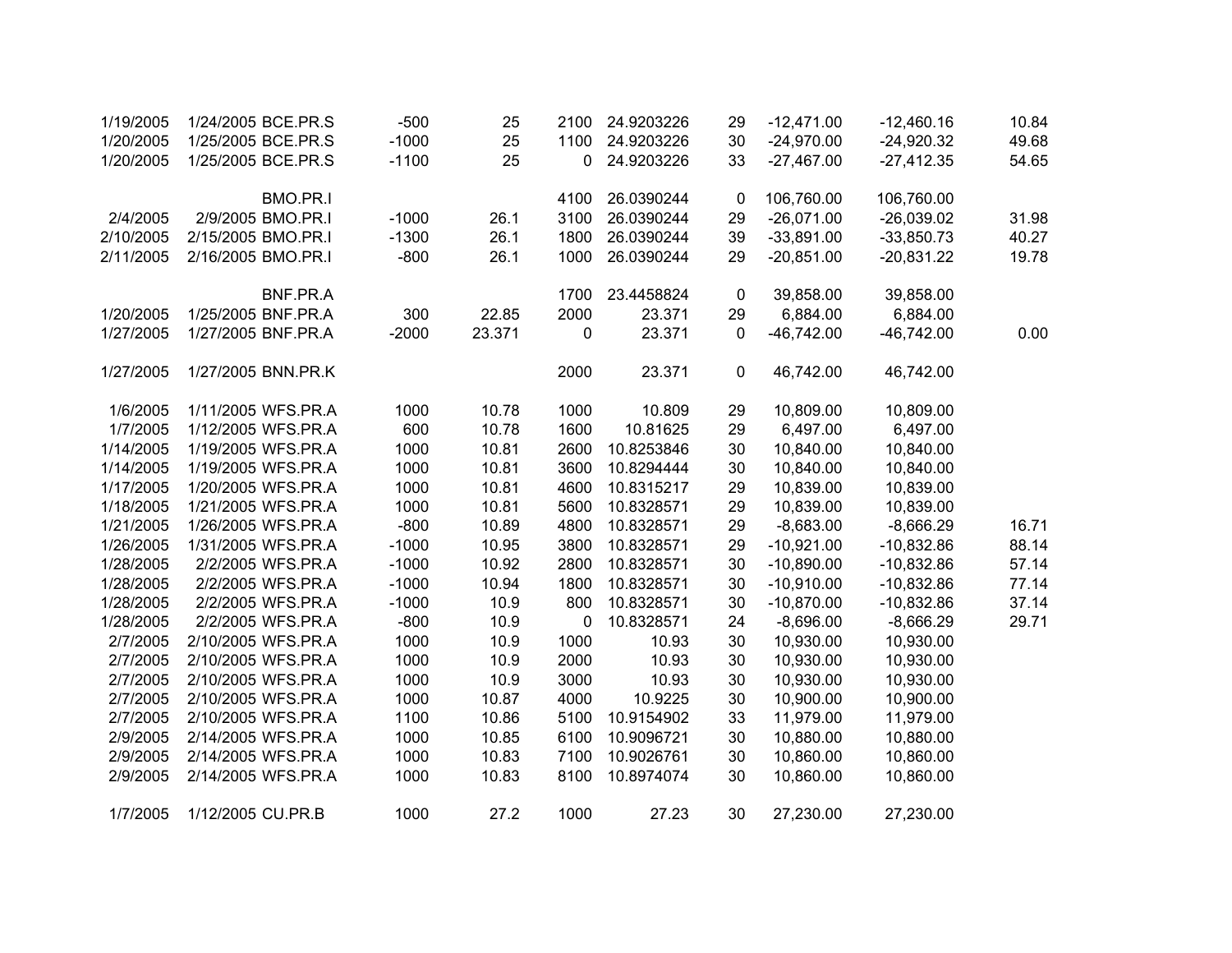| | | | | | | | | | | |
|---|---|---|---|---|---|---|---|---|---|---|
| 1/19/2005 | 1/24/2005 | BCE.PR.S | -500 | 25 | 2100 | 24.9203226 | 29 | -12,471.00 | -12,460.16 | 10.84 |
| 1/20/2005 | 1/25/2005 | BCE.PR.S | -1000 | 25 | 1100 | 24.9203226 | 30 | -24,970.00 | -24,920.32 | 49.68 |
| 1/20/2005 | 1/25/2005 | BCE.PR.S | -1100 | 25 | 0 | 24.9203226 | 33 | -27,467.00 | -27,412.35 | 54.65 |
| | | | | | | | | | | |
| | | BMO.PR.I | | | 4100 | 26.0390244 | 0 | 106,760.00 | 106,760.00 | |
| 2/4/2005 | 2/9/2005 | BMO.PR.I | -1000 | 26.1 | 3100 | 26.0390244 | 29 | -26,071.00 | -26,039.02 | 31.98 |
| 2/10/2005 | 2/15/2005 | BMO.PR.I | -1300 | 26.1 | 1800 | 26.0390244 | 39 | -33,891.00 | -33,850.73 | 40.27 |
| 2/11/2005 | 2/16/2005 | BMO.PR.I | -800 | 26.1 | 1000 | 26.0390244 | 29 | -20,851.00 | -20,831.22 | 19.78 |
| | | | | | | | | | | |
| | | BNF.PR.A | | | 1700 | 23.4458824 | 0 | 39,858.00 | 39,858.00 | |
| 1/20/2005 | 1/25/2005 | BNF.PR.A | 300 | 22.85 | 2000 | 23.371 | 29 | 6,884.00 | 6,884.00 | |
| 1/27/2005 | 1/27/2005 | BNF.PR.A | -2000 | 23.371 | 0 | 23.371 | 0 | -46,742.00 | -46,742.00 | 0.00 |
| | | | | | | | | | | |
| 1/27/2005 | 1/27/2005 | BNN.PR.K | | | 2000 | 23.371 | 0 | 46,742.00 | 46,742.00 | |
| | | | | | | | | | | |
| 1/6/2005 | 1/11/2005 | WFS.PR.A | 1000 | 10.78 | 1000 | 10.809 | 29 | 10,809.00 | 10,809.00 | |
| 1/7/2005 | 1/12/2005 | WFS.PR.A | 600 | 10.78 | 1600 | 10.81625 | 29 | 6,497.00 | 6,497.00 | |
| 1/14/2005 | 1/19/2005 | WFS.PR.A | 1000 | 10.81 | 2600 | 10.8253846 | 30 | 10,840.00 | 10,840.00 | |
| 1/14/2005 | 1/19/2005 | WFS.PR.A | 1000 | 10.81 | 3600 | 10.8294444 | 30 | 10,840.00 | 10,840.00 | |
| 1/17/2005 | 1/20/2005 | WFS.PR.A | 1000 | 10.81 | 4600 | 10.8315217 | 29 | 10,839.00 | 10,839.00 | |
| 1/18/2005 | 1/21/2005 | WFS.PR.A | 1000 | 10.81 | 5600 | 10.8328571 | 29 | 10,839.00 | 10,839.00 | |
| 1/21/2005 | 1/26/2005 | WFS.PR.A | -800 | 10.89 | 4800 | 10.8328571 | 29 | -8,683.00 | -8,666.29 | 16.71 |
| 1/26/2005 | 1/31/2005 | WFS.PR.A | -1000 | 10.95 | 3800 | 10.8328571 | 29 | -10,921.00 | -10,832.86 | 88.14 |
| 1/28/2005 | 2/2/2005 | WFS.PR.A | -1000 | 10.92 | 2800 | 10.8328571 | 30 | -10,890.00 | -10,832.86 | 57.14 |
| 1/28/2005 | 2/2/2005 | WFS.PR.A | -1000 | 10.94 | 1800 | 10.8328571 | 30 | -10,910.00 | -10,832.86 | 77.14 |
| 1/28/2005 | 2/2/2005 | WFS.PR.A | -1000 | 10.9 | 800 | 10.8328571 | 30 | -10,870.00 | -10,832.86 | 37.14 |
| 1/28/2005 | 2/2/2005 | WFS.PR.A | -800 | 10.9 | 0 | 10.8328571 | 24 | -8,696.00 | -8,666.29 | 29.71 |
| 2/7/2005 | 2/10/2005 | WFS.PR.A | 1000 | 10.9 | 1000 | 10.93 | 30 | 10,930.00 | 10,930.00 | |
| 2/7/2005 | 2/10/2005 | WFS.PR.A | 1000 | 10.9 | 2000 | 10.93 | 30 | 10,930.00 | 10,930.00 | |
| 2/7/2005 | 2/10/2005 | WFS.PR.A | 1000 | 10.9 | 3000 | 10.93 | 30 | 10,930.00 | 10,930.00 | |
| 2/7/2005 | 2/10/2005 | WFS.PR.A | 1000 | 10.87 | 4000 | 10.9225 | 30 | 10,900.00 | 10,900.00 | |
| 2/7/2005 | 2/10/2005 | WFS.PR.A | 1100 | 10.86 | 5100 | 10.9154902 | 33 | 11,979.00 | 11,979.00 | |
| 2/9/2005 | 2/14/2005 | WFS.PR.A | 1000 | 10.85 | 6100 | 10.9096721 | 30 | 10,880.00 | 10,880.00 | |
| 2/9/2005 | 2/14/2005 | WFS.PR.A | 1000 | 10.83 | 7100 | 10.9026761 | 30 | 10,860.00 | 10,860.00 | |
| 2/9/2005 | 2/14/2005 | WFS.PR.A | 1000 | 10.83 | 8100 | 10.8974074 | 30 | 10,860.00 | 10,860.00 | |
| | | | | | | | | | | |
| 1/7/2005 | 1/12/2005 | CU.PR.B | 1000 | 27.2 | 1000 | 27.23 | 30 | 27,230.00 | 27,230.00 | |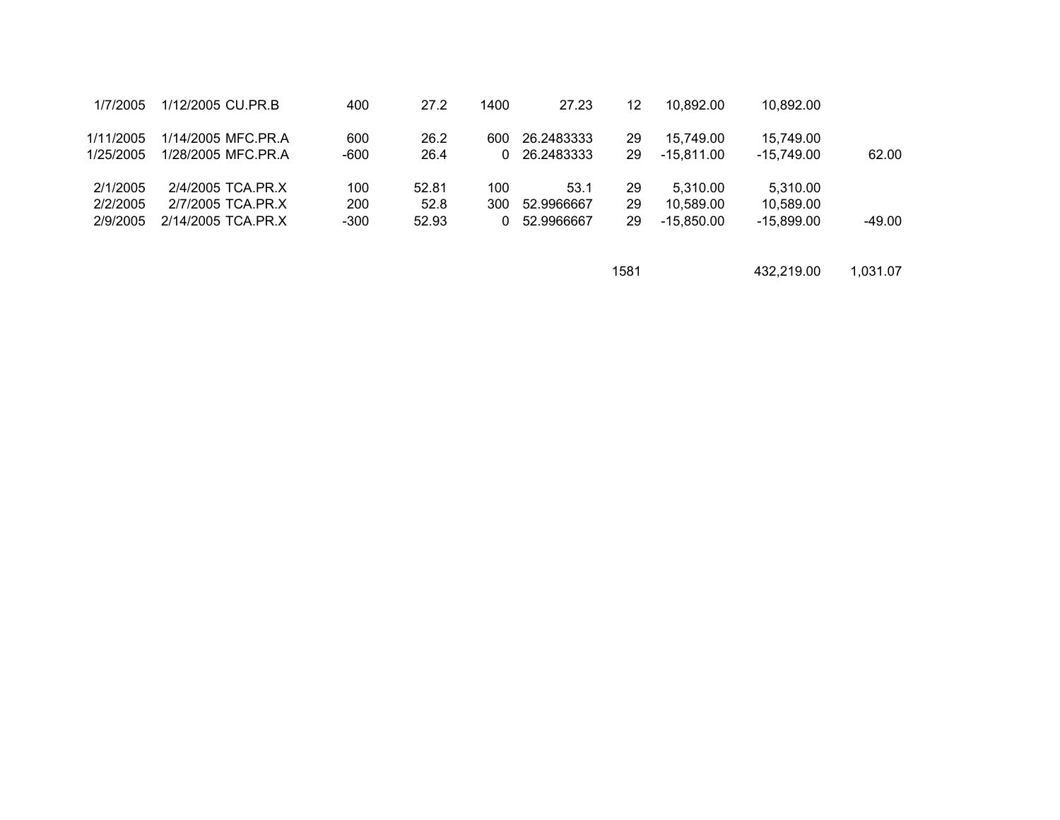| | | | | | | | | | | |
|---|---|---|---|---|---|---|---|---|---|---|
| 1/7/2005 | 1/12/2005 | CU.PR.B | 400 | 27.2 | 1400 | 27.23 | 12 | 10,892.00 | 10,892.00 | |
| | | | | | | | | | | |
| 1/11/2005 | 1/14/2005 | MFC.PR.A | 600 | 26.2 | 600 | 26.2483333 | 29 | 15,749.00 | 15,749.00 | |
| 1/25/2005 | 1/28/2005 | MFC.PR.A | -600 | 26.4 | 0 | 26.2483333 | 29 | -15,811.00 | -15,749.00 | 62.00 |
| | | | | | | | | | | |
| 2/1/2005 | 2/4/2005 | TCA.PR.X | 100 | 52.81 | 100 | 53.1 | 29 | 5,310.00 | 5,310.00 | |
| 2/2/2005 | 2/7/2005 | TCA.PR.X | 200 | 52.8 | 300 | 52.9966667 | 29 | 10,589.00 | 10,589.00 | |
| 2/9/2005 | 2/14/2005 | TCA.PR.X | -300 | 52.93 | 0 | 52.9966667 | 29 | -15,850.00 | -15,899.00 | -49.00 |
| | | | | | | | | | | |
| | | | | | | | 1581 | | 432,219.00 | 1,031.07 |